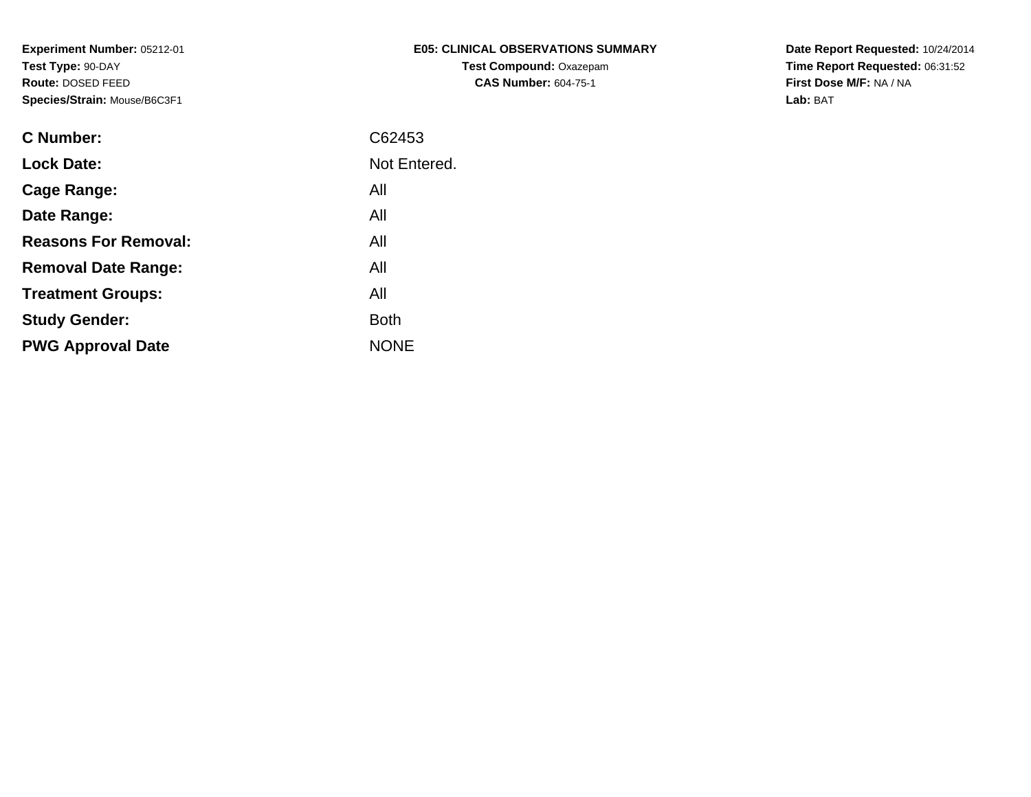**Experiment Number:** 05212-01
**Test Type:** 90-DAY
**Route:** DOSED FEED
**Species/Strain:** Mouse/B6C3F1

**E05: CLINICAL OBSERVATIONS SUMMARY**
**Test Compound:** Oxazepam
**CAS Number:** 604-75-1

**Date Report Requested:** 10/24/2014
**Time Report Requested:** 06:31:52
**First Dose M/F:** NA / NA
**Lab:** BAT

| | |
|---|---|
| **C Number:** | C62453 |
| **Lock Date:** | Not Entered. |
| **Cage Range:** | All |
| **Date Range:** | All |
| **Reasons For Removal:** | All |
| **Removal Date Range:** | All |
| **Treatment Groups:** | All |
| **Study Gender:** | Both |
| **PWG Approval Date** | NONE |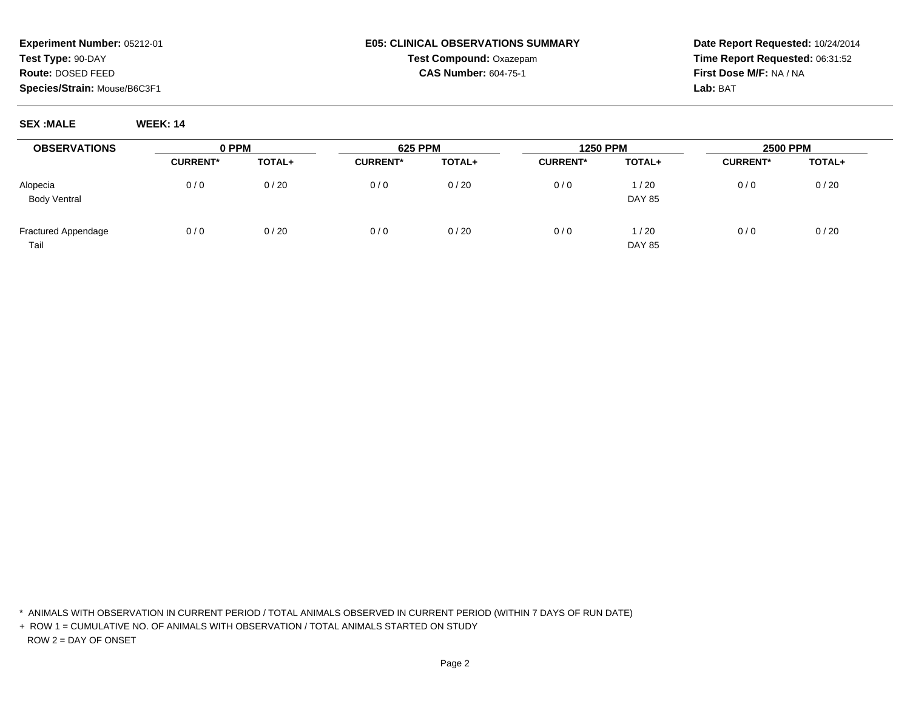**Experiment Number:** 05212-01
**Test Type:** 90-DAY
**Route:** DOSED FEED
**Species/Strain:** Mouse/B6C3F1

**E05: CLINICAL OBSERVATIONS SUMMARY**
**Test Compound:** Oxazepam
**CAS Number:** 604-75-1

**Date Report Requested:** 10/24/2014
**Time Report Requested:** 06:31:52
**First Dose M/F:** NA / NA
**Lab:** BAT

**SEX :MALE** **WEEK: 14**

| OBSERVATIONS | 0 PPM | | 625 PPM | | 1250 PPM | | 2500 PPM | |
|---|---|---|---|---|---|---|---|---|
| | CURRENT* | TOTAL+ | CURRENT* | TOTAL+ | CURRENT* | TOTAL+ | CURRENT* | TOTAL+ |
| Alopecia | 0 / 0 | 0 / 20 | 0 / 0 | 0 / 20 | 0 / 0 | 1 / 20 | 0 / 0 | 0 / 20 |
| Body Ventral | | | | | | DAY 85 | | |
| Fractured Appendage | 0 / 0 | 0 / 20 | 0 / 0 | 0 / 20 | 0 / 0 | 1 / 20 | 0 / 0 | 0 / 20 |
| Tail | | | | | | DAY 85 | | |

\* ANIMALS WITH OBSERVATION IN CURRENT PERIOD / TOTAL ANIMALS OBSERVED IN CURRENT PERIOD (WITHIN 7 DAYS OF RUN DATE)

\+ ROW 1 = CUMULATIVE NO. OF ANIMALS WITH OBSERVATION / TOTAL ANIMALS STARTED ON STUDY
ROW 2 = DAY OF ONSET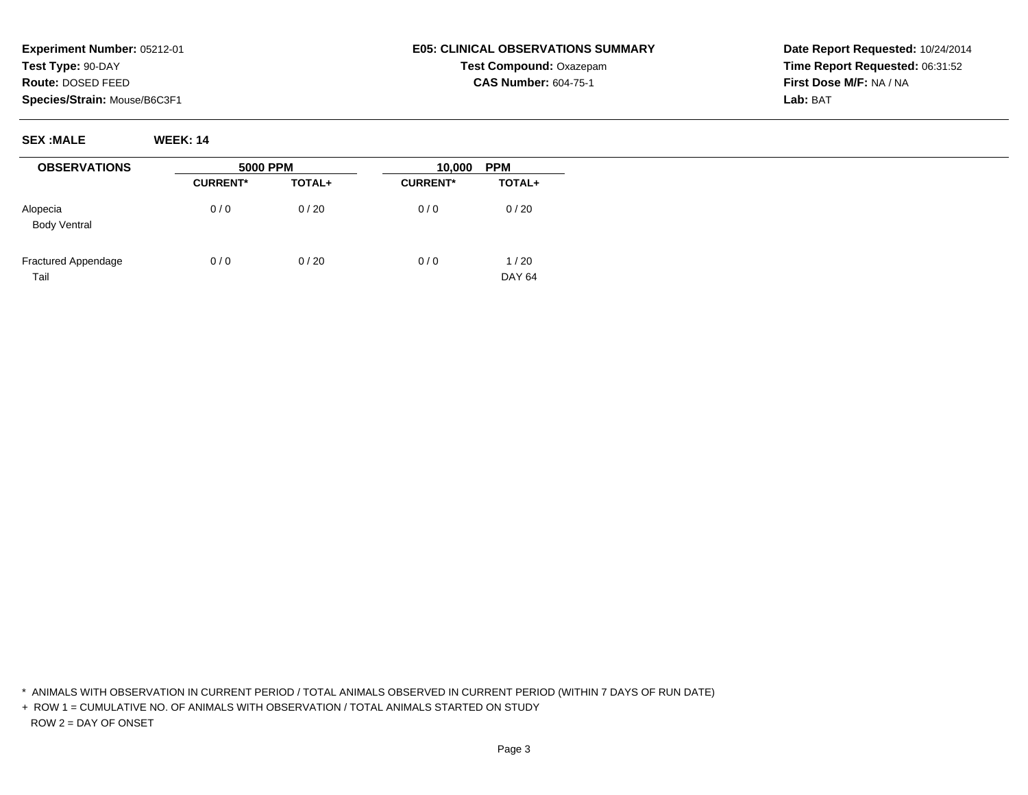**Experiment Number:** 05212-01
**Test Type:** 90-DAY
**Route:** DOSED FEED
**Species/Strain:** Mouse/B6C3F1

**E05: CLINICAL OBSERVATIONS SUMMARY**
**Test Compound:** Oxazepam
**CAS Number:** 604-75-1

**Date Report Requested:** 10/24/2014
**Time Report Requested:** 06:31:52
**First Dose M/F:** NA / NA
**Lab:** BAT

**SEX :MALE** **WEEK: 14**

| OBSERVATIONS | 5000 PPM | | 10,000 PPM | |
|---|---|---|---|---|
| | CURRENT* | TOTAL+ | CURRENT* | TOTAL+ |
| Alopecia<br>Body Ventral | 0 / 0 | 0 / 20 | 0 / 0 | 0 / 20 |
| Fractured Appendage<br>Tail | 0 / 0 | 0 / 20 | 0 / 0 | 1 / 20<br>DAY 64 |

\* ANIMALS WITH OBSERVATION IN CURRENT PERIOD / TOTAL ANIMALS OBSERVED IN CURRENT PERIOD (WITHIN 7 DAYS OF RUN DATE)

\+ ROW 1 = CUMULATIVE NO. OF ANIMALS WITH OBSERVATION / TOTAL ANIMALS STARTED ON STUDY
ROW 2 = DAY OF ONSET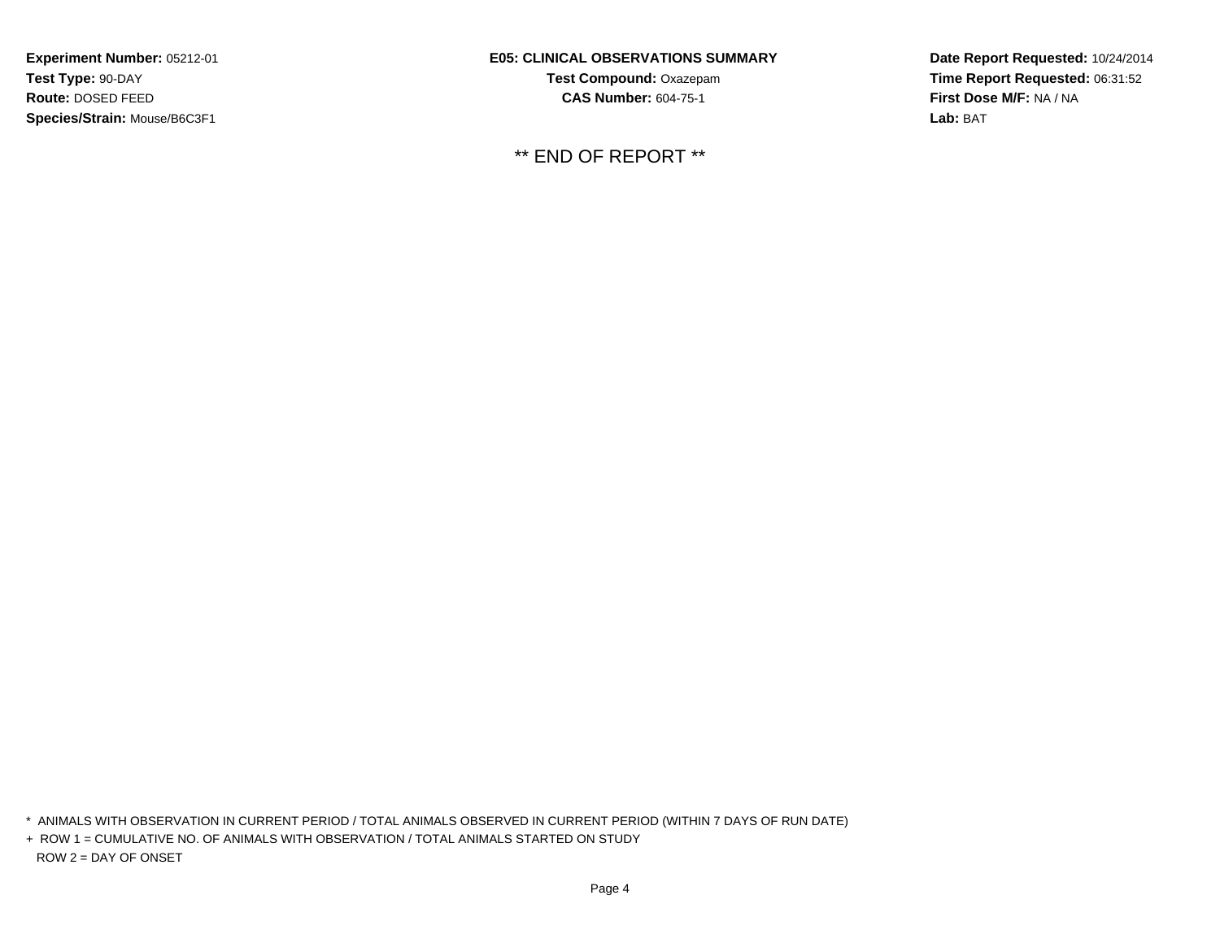**Experiment Number:** 05212-01
**Test Type:** 90-DAY
**Route:** DOSED FEED
**Species/Strain:** Mouse/B6C3F1

**E05: CLINICAL OBSERVATIONS SUMMARY**
**Test Compound:** Oxazepam
**CAS Number:** 604-75-1

**Date Report Requested:** 10/24/2014
**Time Report Requested:** 06:31:52
**First Dose M/F:** NA / NA
**Lab:** BAT

** END OF REPORT **

* ANIMALS WITH OBSERVATION IN CURRENT PERIOD / TOTAL ANIMALS OBSERVED IN CURRENT PERIOD (WITHIN 7 DAYS OF RUN DATE)
+ ROW 1 = CUMULATIVE NO. OF ANIMALS WITH OBSERVATION / TOTAL ANIMALS STARTED ON STUDY
ROW 2 = DAY OF ONSET